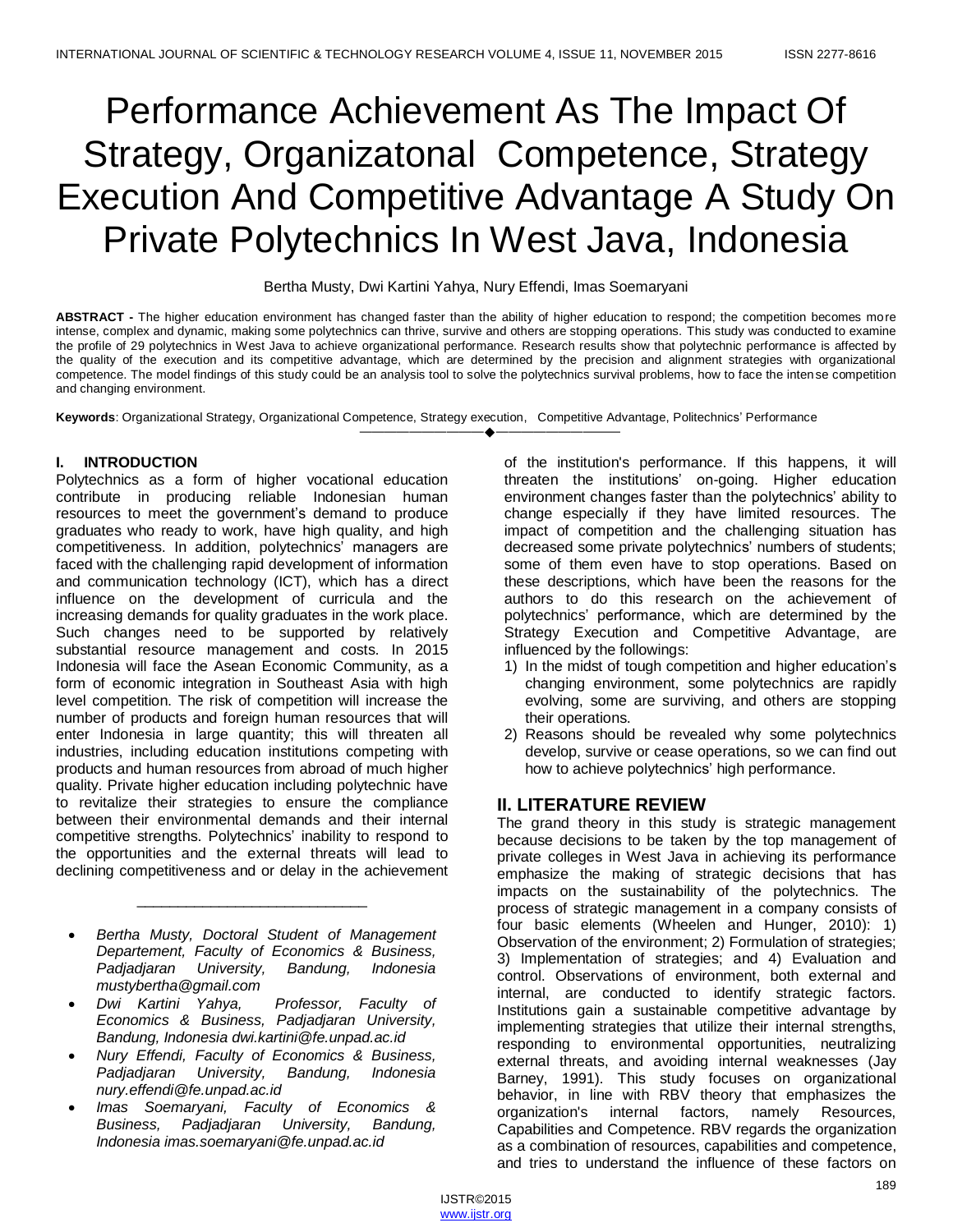# Performance Achievement As The Impact Of Strategy, Organizatonal Competence, Strategy Execution And Competitive Advantage A Study On Private Polytechnics In West Java, Indonesia

Bertha Musty, Dwi Kartini Yahya, Nury Effendi, Imas Soemaryani

**ABSTRACT -** The higher education environment has changed faster than the ability of higher education to respond; the competition becomes more intense, complex and dynamic, making some polytechnics can thrive, survive and others are stopping operations. This study was conducted to examine the profile of 29 polytechnics in West Java to achieve organizational performance. Research results show that polytechnic performance is affected by the quality of the execution and its competitive advantage, which are determined by the precision and alignment strategies with organizational competence. The model findings of this study could be an analysis tool to solve the polytechnics survival problems, how to face the intense competition and changing environment.

**Keywords**: Organizational Strategy, Organizational Competence, Strategy execution, Competitive Advantage, Politechnics' Performance

## I. INTRODUCTION

Polytechnics as a form of higher vocational education contribute in producing reliable Indonesian human resources to meet the government's demand to produce graduates who ready to work, have high quality, and high competitiveness. In addition, polytechnics' managers are faced with the challenging rapid development of information and communication technology (ICT), which has a direct influence on the development of curricula and the increasing demands for quality graduates in the work place. Such changes need to be supported by relatively substantial resource management and costs. In 2015 Indonesia will face the Asean Economic Community, as a form of economic integration in Southeast Asia with high level competition. The risk of competition will increase the number of products and foreign human resources that will enter Indonesia in large quantity; this will threaten all industries, including education institutions competing with products and human resources from abroad of much higher quality. Private higher education including polytechnic have to revitalize their strategies to ensure the compliance between their environmental demands and their internal competitive strengths. Polytechnics' inability to respond to the opportunities and the external threats will lead to declining competitiveness and or delay in the achievement of the institution's performance. If this happens, it will threaten the institutions' on-going. Higher education environment changes faster than the polytechnics' ability to change especially if they have limited resources. The impact of competition and the challenging situation has decreased some private polytechnics' numbers of students; some of them even have to stop operations. Based on these descriptions, which have been the reasons for the authors to do this research on the achievement of polytechnics' performance, which are determined by the Strategy Execution and Competitive Advantage, are influenced by the followings:

1) In the midst of tough competition and higher education's changing environment, some polytechnics are rapidly evolving, some are surviving, and others are stopping their operations.
2) Reasons should be revealed why some polytechnics develop, survive or cease operations, so we can find out how to achieve polytechnics' high performance.

---

- *Bertha Musty, Doctoral Student of Management Departement, Faculty of Economics & Business, Padjadjaran University, Bandung, Indonesia mustybertha@gmail.com*
- *Dwi Kartini Yahya, Professor, Faculty of Economics & Business, Padjadjaran University, Bandung, Indonesia dwi.kartini@fe.unpad.ac.id*
- *Nury Effendi, Faculty of Economics & Business, Padjadjaran University, Bandung, Indonesia nury.effendi@fe.unpad.ac.id*
- *Imas Soemaryani, Faculty of Economics & Business, Padjadjaran University, Bandung, Indonesia imas.soemaryani@fe.unpad.ac.id*

## II. LITERATURE REVIEW

The grand theory in this study is strategic management because decisions to be taken by the top management of private colleges in West Java in achieving its performance emphasize the making of strategic decisions that has impacts on the sustainability of the polytechnics. The process of strategic management in a company consists of four basic elements (Wheelen and Hunger, 2010): 1) Observation of the environment; 2) Formulation of strategies; 3) Implementation of strategies; and 4) Evaluation and control. Observations of environment, both external and internal, are conducted to identify strategic factors. Institutions gain a sustainable competitive advantage by implementing strategies that utilize their internal strengths, responding to environmental opportunities, neutralizing external threats, and avoiding internal weaknesses (Jay Barney, 1991). This study focuses on organizational behavior, in line with RBV theory that emphasizes the organization's internal factors, namely Resources, Capabilities and Competence. RBV regards the organization as a combination of resources, capabilities and competence, and tries to understand the influence of these factors on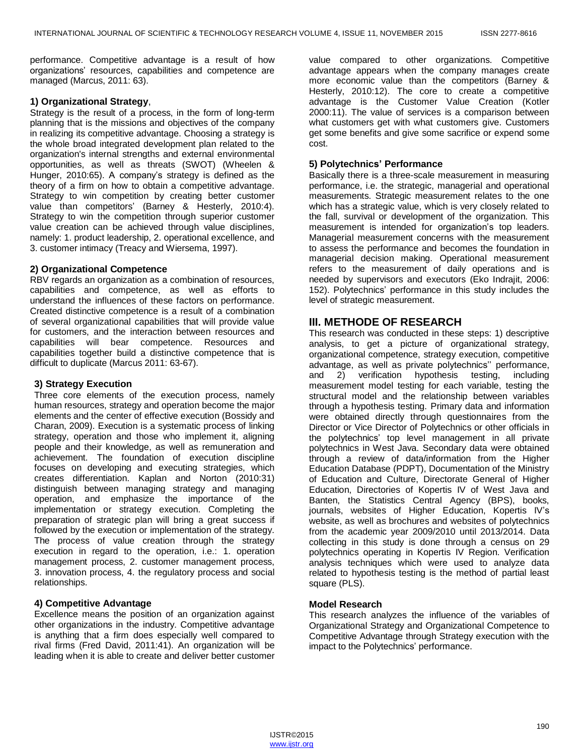performance. Competitive advantage is a result of how organizations' resources, capabilities and competence are managed (Marcus, 2011: 63).

**1) Organizational Strategy**,

Strategy is the result of a process, in the form of long-term planning that is the missions and objectives of the company in realizing its competitive advantage. Choosing a strategy is the whole broad integrated development plan related to the organization's internal strengths and external environmental opportunities, as well as threats (SWOT) (Wheelen & Hunger, 2010:65). A company's strategy is defined as the theory of a firm on how to obtain a competitive advantage. Strategy to win competition by creating better customer value than competitors' (Barney & Hesterly, 2010:4). Strategy to win the competition through superior customer value creation can be achieved through value disciplines, namely: 1. product leadership, 2. operational excellence, and 3. customer intimacy (Treacy and Wiersema, 1997).

**2) Organizational Competence**

RBV regards an organization as a combination of resources, capabilities and competence, as well as efforts to understand the influences of these factors on performance. Created distinctive competence is a result of a combination of several organizational capabilities that will provide value for customers, and the interaction between resources and capabilities will bear competence. Resources and capabilities together build a distinctive competence that is difficult to duplicate (Marcus 2011: 63-67).

**3) Strategy Execution**

Three core elements of the execution process, namely human resources, strategy and operation become the major elements and the center of effective execution (Bossidy and Charan, 2009). Execution is a systematic process of linking strategy, operation and those who implement it, aligning people and their knowledge, as well as remuneration and achievement. The foundation of execution discipline focuses on developing and executing strategies, which creates differentiation. Kaplan and Norton (2010:31) distinguish between managing strategy and managing operation, and emphasize the importance of the implementation or strategy execution. Completing the preparation of strategic plan will bring a great success if followed by the execution or implementation of the strategy. The process of value creation through the strategy execution in regard to the operation, i.e.: 1. operation management process, 2. customer management process, 3. innovation process, 4. the regulatory process and social relationships.

**4) Competitive Advantage**

Excellence means the position of an organization against other organizations in the industry. Competitive advantage is anything that a firm does especially well compared to rival firms (Fred David, 2011:41). An organization will be leading when it is able to create and deliver better customer value compared to other organizations. Competitive advantage appears when the company manages create more economic value than the competitors (Barney & Hesterly, 2010:12). The core to create a competitive advantage is the Customer Value Creation (Kotler 2000:11). The value of services is a comparison between what customers get with what customers give. Customers get some benefits and give some sacrifice or expend some cost.

**5) Polytechnics' Performance**

Basically there is a three-scale measurement in measuring performance, i.e. the strategic, managerial and operational measurements. Strategic measurement relates to the one which has a strategic value, which is very closely related to the fall, survival or development of the organization. This measurement is intended for organization's top leaders. Managerial measurement concerns with the measurement to assess the performance and becomes the foundation in managerial decision making. Operational measurement refers to the measurement of daily operations and is needed by supervisors and executors (Eko Indrajit, 2006: 152). Polytechnics' performance in this study includes the level of strategic measurement.

## III. METHODE OF RESEARCH

This research was conducted in these steps: 1) descriptive analysis, to get a picture of organizational strategy, organizational competence, strategy execution, competitive advantage, as well as private polytechnics'' performance, and 2) verification hypothesis testing, including measurement model testing for each variable, testing the structural model and the relationship between variables through a hypothesis testing. Primary data and information were obtained directly through questionnaires from the Director or Vice Director of Polytechnics or other officials in the polytechnics' top level management in all private polytechnics in West Java. Secondary data were obtained through a review of data/information from the Higher Education Database (PDPT), Documentation of the Ministry of Education and Culture, Directorate General of Higher Education, Directories of Kopertis IV of West Java and Banten, the Statistics Central Agency (BPS), books, journals, websites of Higher Education, Kopertis IV's website, as well as brochures and websites of polytechnics from the academic year 2009/2010 until 2013/2014. Data collecting in this study is done through a census on 29 polytechnics operating in Kopertis IV Region. Verification analysis techniques which were used to analyze data related to hypothesis testing is the method of partial least square (PLS).

**Model Research**

This research analyzes the influence of the variables of Organizational Strategy and Organizational Competence to Competitive Advantage through Strategy execution with the impact to the Polytechnics' performance.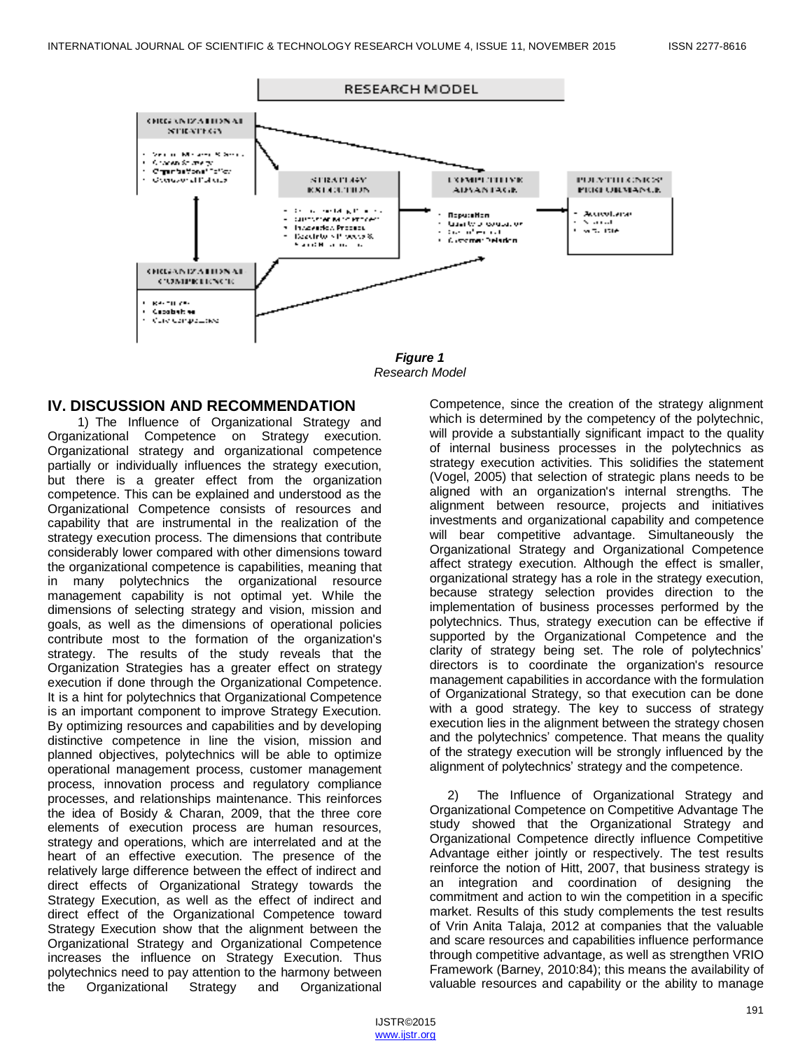**Figure 1**
*Research Model*

## IV. DISCUSSION AND RECOMMENDATION

1) The Influence of Organizational Strategy and Organizational Competence on Strategy execution. Organizational strategy and organizational competence partially or individually influences the strategy execution, but there is a greater effect from the organization competence. This can be explained and understood as the Organizational Competence consists of resources and capability that are instrumental in the realization of the strategy execution process. The dimensions that contribute considerably lower compared with other dimensions toward the organizational competence is capabilities, meaning that in many polytechnics the organizational resource management capability is not optimal yet. While the dimensions of selecting strategy and vision, mission and goals, as well as the dimensions of operational policies contribute most to the formation of the organization's strategy. The results of the study reveals that the Organization Strategies has a greater effect on strategy execution if done through the Organizational Competence. It is a hint for polytechnics that Organizational Competence is an important component to improve Strategy Execution. By optimizing resources and capabilities and by developing distinctive competence in line the vision, mission and planned objectives, polytechnics will be able to optimize operational management process, customer management process, innovation process and regulatory compliance processes, and relationships maintenance. This reinforces the idea of Bosidy & Charan, 2009, that the three core elements of execution process are human resources, strategy and operations, which are interrelated and at the heart of an effective execution. The presence of the relatively large difference between the effect of indirect and direct effects of Organizational Strategy towards the Strategy Execution, as well as the effect of indirect and direct effect of the Organizational Competence toward Strategy Execution show that the alignment between the Organizational Strategy and Organizational Competence increases the influence on Strategy Execution. Thus polytechnics need to pay attention to the harmony between the Organizational Strategy and Organizational Competence, since the creation of the strategy alignment which is determined by the competency of the polytechnic, will provide a substantially significant impact to the quality of internal business processes in the polytechnics as strategy execution activities. This solidifies the statement (Vogel, 2005) that selection of strategic plans needs to be aligned with an organization's internal strengths. The alignment between resource, projects and initiatives investments and organizational capability and competence will bear competitive advantage. Simultaneously the Organizational Strategy and Organizational Competence affect strategy execution. Although the effect is smaller, organizational strategy has a role in the strategy execution, because strategy selection provides direction to the implementation of business processes performed by the polytechnics. Thus, strategy execution can be effective if supported by the Organizational Competence and the clarity of strategy being set. The role of polytechnics' directors is to coordinate the organization's resource management capabilities in accordance with the formulation of Organizational Strategy, so that execution can be done with a good strategy. The key to success of strategy execution lies in the alignment between the strategy chosen and the polytechnics' competence. That means the quality of the strategy execution will be strongly influenced by the alignment of polytechnics' strategy and the competence.

2) The Influence of Organizational Strategy and Organizational Competence on Competitive Advantage The study showed that the Organizational Strategy and Organizational Competence directly influence Competitive Advantage either jointly or respectively. The test results reinforce the notion of Hitt, 2007, that business strategy is an integration and coordination of designing the commitment and action to win the competition in a specific market. Results of this study complements the test results of Vrin Anita Talaja, 2012 at companies that the valuable and scare resources and capabilities influence performance through competitive advantage, as well as strengthen VRIO Framework (Barney, 2010:84); this means the availability of valuable resources and capability or the ability to manage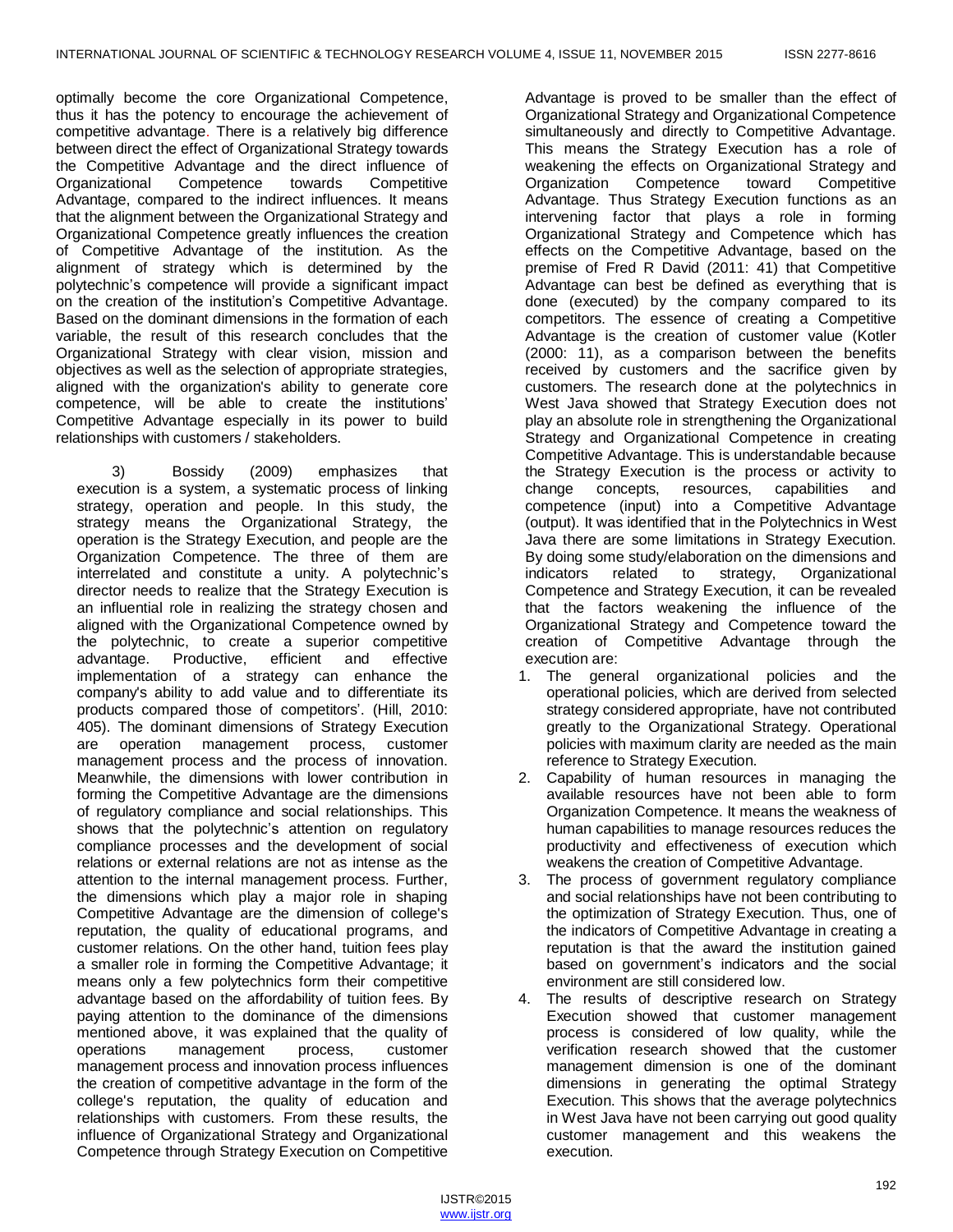optimally become the core Organizational Competence, thus it has the potency to encourage the achievement of competitive advantage. There is a relatively big difference between direct the effect of Organizational Strategy towards the Competitive Advantage and the direct influence of Organizational Competence towards Competitive Advantage, compared to the indirect influences. It means that the alignment between the Organizational Strategy and Organizational Competence greatly influences the creation of Competitive Advantage of the institution. As the alignment of strategy which is determined by the polytechnic's competence will provide a significant impact on the creation of the institution's Competitive Advantage. Based on the dominant dimensions in the formation of each variable, the result of this research concludes that the Organizational Strategy with clear vision, mission and objectives as well as the selection of appropriate strategies, aligned with the organization's ability to generate core competence, will be able to create the institutions' Competitive Advantage especially in its power to build relationships with customers / stakeholders.

3) Bossidy (2009) emphasizes that execution is a system, a systematic process of linking strategy, operation and people. In this study, the strategy means the Organizational Strategy, the operation is the Strategy Execution, and people are the Organization Competence. The three of them are interrelated and constitute a unity. A polytechnic's director needs to realize that the Strategy Execution is an influential role in realizing the strategy chosen and aligned with the Organizational Competence owned by the polytechnic, to create a superior competitive advantage. Productive, efficient and effective implementation of a strategy can enhance the company's ability to add value and to differentiate its products compared those of competitors'. (Hill, 2010: 405). The dominant dimensions of Strategy Execution are operation management process, customer management process and the process of innovation. Meanwhile, the dimensions with lower contribution in forming the Competitive Advantage are the dimensions of regulatory compliance and social relationships. This shows that the polytechnic's attention on regulatory compliance processes and the development of social relations or external relations are not as intense as the attention to the internal management process. Further, the dimensions which play a major role in shaping Competitive Advantage are the dimension of college's reputation, the quality of educational programs, and customer relations. On the other hand, tuition fees play a smaller role in forming the Competitive Advantage; it means only a few polytechnics form their competitive advantage based on the affordability of tuition fees. By paying attention to the dominance of the dimensions mentioned above, it was explained that the quality of operations management process, customer management process and innovation process influences the creation of competitive advantage in the form of the college's reputation, the quality of education and relationships with customers. From these results, the influence of Organizational Strategy and Organizational Competence through Strategy Execution on Competitive Advantage is proved to be smaller than the effect of Organizational Strategy and Organizational Competence simultaneously and directly to Competitive Advantage. This means the Strategy Execution has a role of weakening the effects on Organizational Strategy and Organization Competence toward Competitive Advantage. Thus Strategy Execution functions as an intervening factor that plays a role in forming Organizational Strategy and Competence which has effects on the Competitive Advantage, based on the premise of Fred R David (2011: 41) that Competitive Advantage can best be defined as everything that is done (executed) by the company compared to its competitors. The essence of creating a Competitive Advantage is the creation of customer value (Kotler (2000: 11), as a comparison between the benefits received by customers and the sacrifice given by customers. The research done at the polytechnics in West Java showed that Strategy Execution does not play an absolute role in strengthening the Organizational Strategy and Organizational Competence in creating Competitive Advantage. This is understandable because the Strategy Execution is the process or activity to change concepts, resources, capabilities and competence (input) into a Competitive Advantage (output). It was identified that in the Polytechnics in West Java there are some limitations in Strategy Execution. By doing some study/elaboration on the dimensions and indicators related to strategy, Organizational Competence and Strategy Execution, it can be revealed that the factors weakening the influence of the Organizational Strategy and Competence toward the creation of Competitive Advantage through the execution are:

1. The general organizational policies and the operational policies, which are derived from selected strategy considered appropriate, have not contributed greatly to the Organizational Strategy. Operational policies with maximum clarity are needed as the main reference to Strategy Execution.
2. Capability of human resources in managing the available resources have not been able to form Organization Competence. It means the weakness of human capabilities to manage resources reduces the productivity and effectiveness of execution which weakens the creation of Competitive Advantage.
3. The process of government regulatory compliance and social relationships have not been contributing to the optimization of Strategy Execution. Thus, one of the indicators of Competitive Advantage in creating a reputation is that the award the institution gained based on government's indicators and the social environment are still considered low.
4. The results of descriptive research on Strategy Execution showed that customer management process is considered of low quality, while the verification research showed that the customer management dimension is one of the dominant dimensions in generating the optimal Strategy Execution. This shows that the average polytechnics in West Java have not been carrying out good quality customer management and this weakens the execution.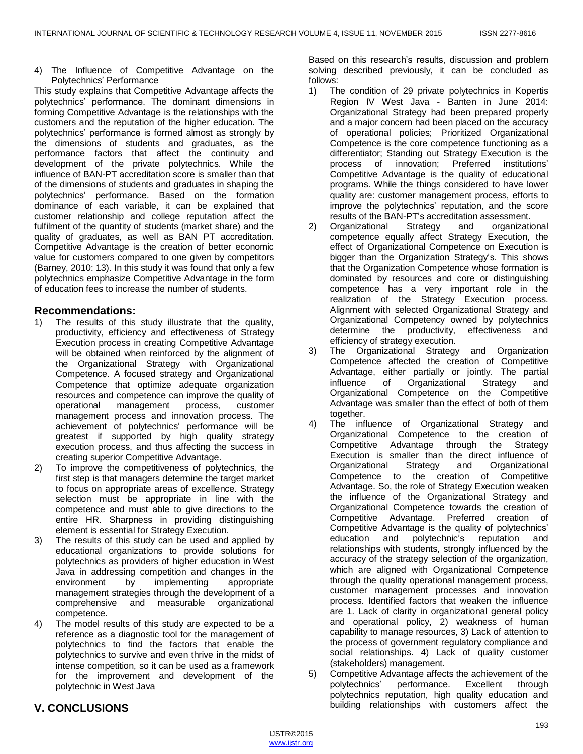4) The Influence of Competitive Advantage on the Polytechnics' Performance

This study explains that Competitive Advantage affects the polytechnics' performance. The dominant dimensions in forming Competitive Advantage is the relationships with the customers and the reputation of the higher education. The polytechnics' performance is formed almost as strongly by the dimensions of students and graduates, as the performance factors that affect the continuity and development of the private polytechnics. While the influence of BAN-PT accreditation score is smaller than that of the dimensions of students and graduates in shaping the polytechnics' performance. Based on the formation dominance of each variable, it can be explained that customer relationship and college reputation affect the fulfilment of the quantity of students (market share) and the quality of graduates, as well as BAN PT accreditation. Competitive Advantage is the creation of better economic value for customers compared to one given by competitors (Barney, 2010: 13). In this study it was found that only a few polytechnics emphasize Competitive Advantage in the form of education fees to increase the number of students.

## Recommendations:

1) The results of this study illustrate that the quality, productivity, efficiency and effectiveness of Strategy Execution process in creating Competitive Advantage will be obtained when reinforced by the alignment of the Organizational Strategy with Organizational Competence. A focused strategy and Organizational Competence that optimize adequate organization resources and competence can improve the quality of operational management process, customer management process and innovation process. The achievement of polytechnics' performance will be greatest if supported by high quality strategy execution process, and thus affecting the success in creating superior Competitive Advantage.
2) To improve the competitiveness of polytechnics, the first step is that managers determine the target market to focus on appropriate areas of excellence. Strategy selection must be appropriate in line with the competence and must able to give directions to the entire HR. Sharpness in providing distinguishing element is essential for Strategy Execution.
3) The results of this study can be used and applied by educational organizations to provide solutions for polytechnics as providers of higher education in West Java in addressing competition and changes in the environment by implementing appropriate management strategies through the development of a comprehensive and measurable organizational competence.
4) The model results of this study are expected to be a reference as a diagnostic tool for the management of polytechnics to find the factors that enable the polytechnics to survive and even thrive in the midst of intense competition, so it can be used as a framework for the improvement and development of the polytechnic in West Java

# V. CONCLUSIONS

Based on this research's results, discussion and problem solving described previously, it can be concluded as follows:

1) The condition of 29 private polytechnics in Kopertis Region IV West Java - Banten in June 2014: Organizational Strategy had been prepared properly and a major concern had been placed on the accuracy of operational policies; Prioritized Organizational Competence is the core competence functioning as a differentiator; Standing out Strategy Execution is the process of innovation; Preferred institutions' Competitive Advantage is the quality of educational programs. While the things considered to have lower quality are: customer management process, efforts to improve the polytechnics' reputation, and the score results of the BAN-PT's accreditation assessment.
2) Organizational Strategy and organizational competence equally affect Strategy Execution, the effect of Organizational Competence on Execution is bigger than the Organization Strategy's. This shows that the Organization Competence whose formation is dominated by resources and core or distinguishing competence has a very important role in the realization of the Strategy Execution process. Alignment with selected Organizational Strategy and Organizational Competency owned by polytechnics determine the productivity, effectiveness and efficiency of strategy execution.
3) The Organizational Strategy and Organization Competence affected the creation of Competitive Advantage, either partially or jointly. The partial influence of Organizational Strategy and Organizational Competence on the Competitive Advantage was smaller than the effect of both of them together.
4) The influence of Organizational Strategy and Organizational Competence to the creation of Competitive Advantage through the Strategy Execution is smaller than the direct influence of Organizational Strategy and Organizational Competence to the creation of Competitive Advantage. So, the role of Strategy Execution weaken the influence of the Organizational Strategy and Organizational Competence towards the creation of Competitive Advantage. Preferred creation of Competitive Advantage is the quality of polytechnics' education and polytechnic's reputation and relationships with students, strongly influenced by the accuracy of the strategy selection of the organization, which are aligned with Organizational Competence through the quality operational management process, customer management processes and innovation process. Identified factors that weaken the influence are 1. Lack of clarity in organizational general policy and operational policy, 2) weakness of human capability to manage resources, 3) Lack of attention to the process of government regulatory compliance and social relationships. 4) Lack of quality customer (stakeholders) management.
5) Competitive Advantage affects the achievement of the polytechnics' performance. Excellent through polytechnics reputation, high quality education and building relationships with customers affect the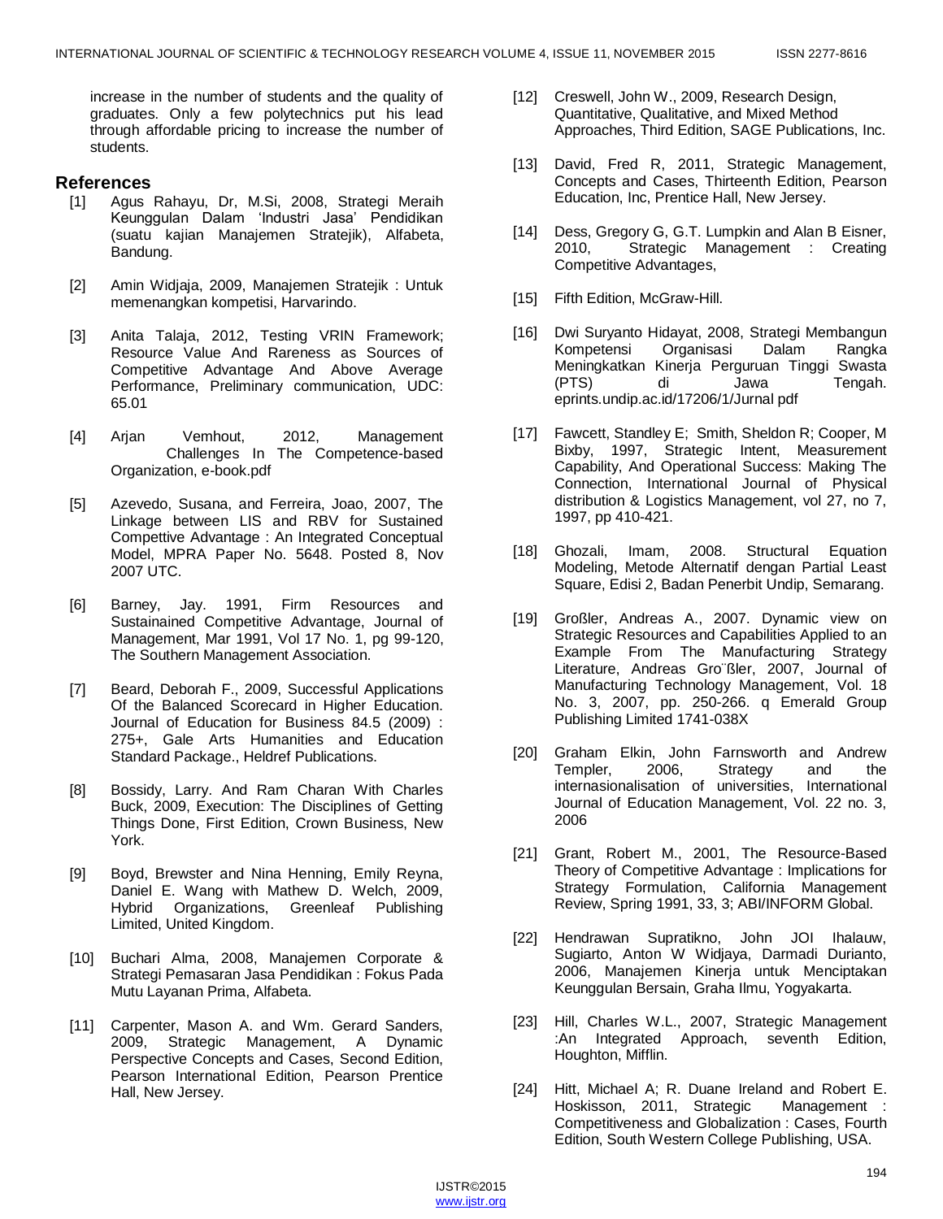increase in the number of students and the quality of graduates. Only a few polytechnics put his lead through affordable pricing to increase the number of students.

## References

[1] Agus Rahayu, Dr, M.Si, 2008, Strategi Meraih Keunggulan Dalam 'Industri Jasa' Pendidikan (suatu kajian Manajemen Stratejik), Alfabeta, Bandung.

[2] Amin Widjaja, 2009, Manajemen Stratejik : Untuk memenangkan kompetisi, Harvarindo.

[3] Anita Talaja, 2012, Testing VRIN Framework; Resource Value And Rareness as Sources of Competitive Advantage And Above Average Performance, Preliminary communication, UDC: 65.01

[4] Arjan Vemhout, 2012, Management Challenges In The Competence-based Organization, e-book.pdf

[5] Azevedo, Susana, and Ferreira, Joao, 2007, The Linkage between LIS and RBV for Sustained Comptetive Advantage : An Integrated Conceptual Model, MPRA Paper No. 5648. Posted 8, Nov 2007 UTC.

[6] Barney, Jay. 1991, Firm Resources and Sustainained Competitive Advantage, Journal of Management, Mar 1991, Vol 17 No. 1, pg 99-120, The Southern Management Association.

[7] Beard, Deborah F., 2009, Successful Applications Of the Balanced Scorecard in Higher Education. Journal of Education for Business 84.5 (2009) : 275+, Gale Arts Humanities and Education Standard Package., Heldref Publications.

[8] Bossidy, Larry. And Ram Charan With Charles Buck, 2009, Execution: The Disciplines of Getting Things Done, First Edition, Crown Business, New York.

[9] Boyd, Brewster and Nina Henning, Emily Reyna, Daniel E. Wang with Mathew D. Welch, 2009, Hybrid Organizations, Greenleaf Publishing Limited, United Kingdom.

[10] Buchari Alma, 2008, Manajemen Corporate & Strategi Pemasaran Jasa Pendidikan : Fokus Pada Mutu Layanan Prima, Alfabeta.

[11] Carpenter, Mason A. and Wm. Gerard Sanders, 2009, Strategic Management, A Dynamic Perspective Concepts and Cases, Second Edition, Pearson International Edition, Pearson Prentice Hall, New Jersey.

[12] Creswell, John W., 2009, Research Design, Quantitative, Qualitative, and Mixed Method Approaches, Third Edition, SAGE Publications, Inc.

[13] David, Fred R, 2011, Strategic Management, Concepts and Cases, Thirteenth Edition, Pearson Education, Inc, Prentice Hall, New Jersey.

[14] Dess, Gregory G, G.T. Lumpkin and Alan B Eisner, 2010, Strategic Management : Creating Competitive Advantages,

[15] Fifth Edition, McGraw-Hill.

[16] Dwi Suryanto Hidayat, 2008, Strategi Membangun Kompetensi Organisasi Dalam Rangka Meningkatkan Kinerja Perguruan Tinggi Swasta (PTS) di Jawa Tengah. eprints.undip.ac.id/17206/1/Jurnal pdf

[17] Fawcett, Standley E; Smith, Sheldon R; Cooper, M Bixby, 1997, Strategic Intent, Measurement Capability, And Operational Success: Making The Connection, International Journal of Physical distribution & Logistics Management, vol 27, no 7, 1997, pp 410-421.

[18] Ghozali, Imam, 2008. Structural Equation Modeling, Metode Alternatif dengan Partial Least Square, Edisi 2, Badan Penerbit Undip, Semarang.

[19] Großler, Andreas A., 2007. Dynamic view on Strategic Resources and Capabilities Applied to an Example From The Manufacturing Strategy Literature, Andreas Gro¨ßler, 2007, Journal of Manufacturing Technology Management, Vol. 18 No. 3, 2007, pp. 250-266. q Emerald Group Publishing Limited 1741-038X

[20] Graham Elkin, John Farnsworth and Andrew Templer, 2006, Strategy and the internasionalisation of universities, International Journal of Education Management, Vol. 22 no. 3, 2006

[21] Grant, Robert M., 2001, The Resource-Based Theory of Competitive Advantage : Implications for Strategy Formulation, California Management Review, Spring 1991, 33, 3; ABI/INFORM Global.

[22] Hendrawan Supratikno, John JOI Ihalauw, Sugiarto, Anton W Widjaya, Darmadi Durianto, 2006, Manajemen Kinerja untuk Menciptakan Keunggulan Bersain, Graha Ilmu, Yogyakarta.

[23] Hill, Charles W.L., 2007, Strategic Management :An Integrated Approach, seventh Edition, Houghton, Mifflin.

[24] Hitt, Michael A; R. Duane Ireland and Robert E. Hoskisson, 2011, Strategic Management : Competitiveness and Globalization : Cases, Fourth Edition, South Western College Publishing, USA.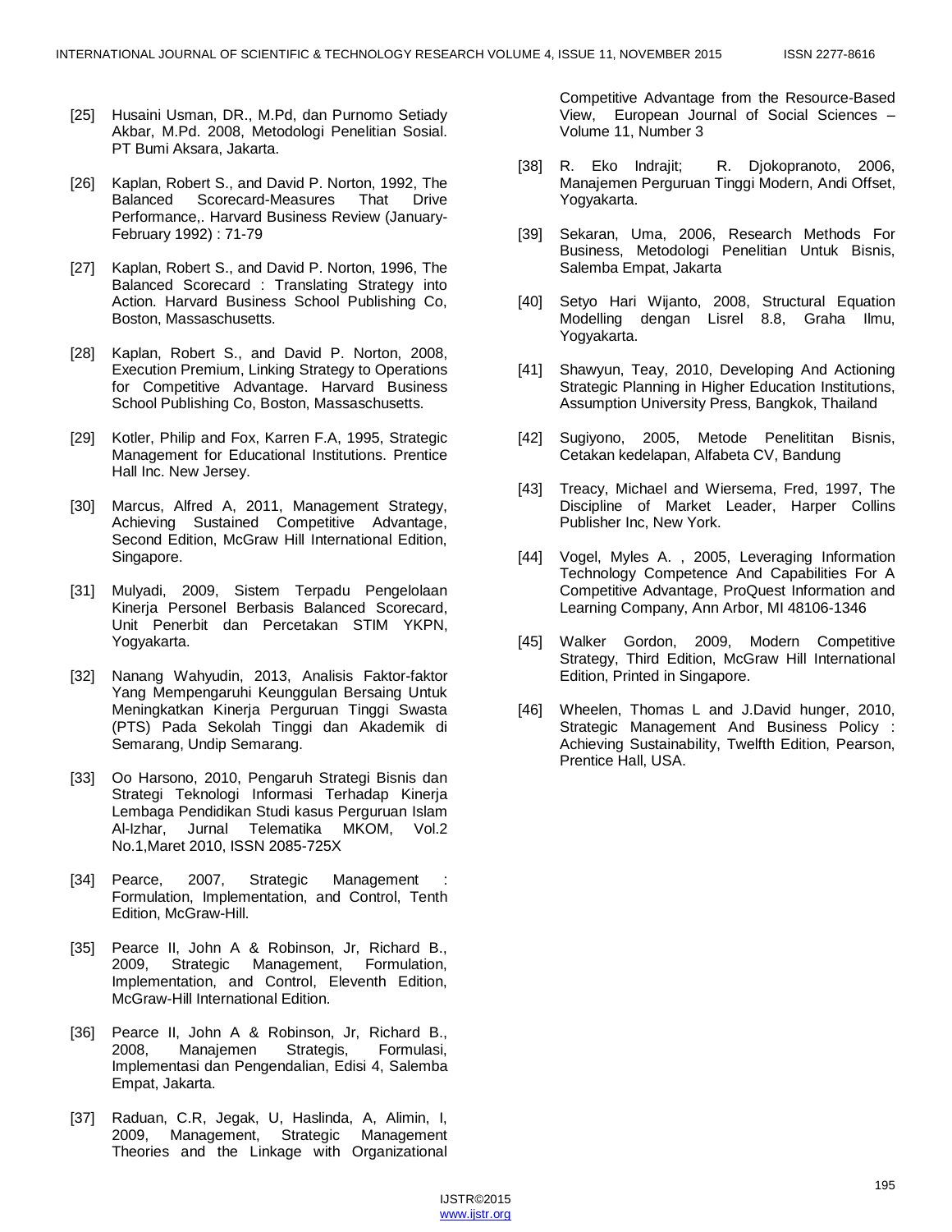[25] Husaini Usman, DR., M.Pd, dan Purnomo Setiady Akbar, M.Pd. 2008, Metodologi Penelitian Sosial. PT Bumi Aksara, Jakarta.

[26] Kaplan, Robert S., and David P. Norton, 1992, The Balanced Scorecard-Measures That Drive Performance,. Harvard Business Review (January-February 1992) : 71-79

[27] Kaplan, Robert S., and David P. Norton, 1996, The Balanced Scorecard : Translating Strategy into Action. Harvard Business School Publishing Co, Boston, Massaschusetts.

[28] Kaplan, Robert S., and David P. Norton, 2008, Execution Premium, Linking Strategy to Operations for Competitive Advantage. Harvard Business School Publishing Co, Boston, Massachusetts.

[29] Kotler, Philip and Fox, Karren F.A, 1995, Strategic Management for Educational Institutions. Prentice Hall Inc. New Jersey.

[30] Marcus, Alfred A, 2011, Management Strategy, Achieving Sustained Competitive Advantage, Second Edition, McGraw Hill International Edition, Singapore.

[31] Mulyadi, 2009, Sistem Terpadu Pengelolaan Kinerja Personel Berbasis Balanced Scorecard, Unit Penerbit dan Percetakan STIM YKPN, Yogyakarta.

[32] Nanang Wahyudin, 2013, Analisis Faktor-faktor Yang Mempengaruhi Keunggulan Bersaing Untuk Meningkatkan Kinerja Perguruan Tinggi Swasta (PTS) Pada Sekolah Tinggi dan Akademik di Semarang, Undip Semarang.

[33] Oo Harsono, 2010, Pengaruh Strategi Bisnis dan Strategi Teknologi Informasi Terhadap Kinerja Lembaga Pendidikan Studi kasus Perguruan Islam Al-Izhar, Jurnal Telematika MKOM, Vol.2 No.1,Maret 2010, ISSN 2085-725X

[34] Pearce, 2007, Strategic Management : Formulation, Implementation, and Control, Tenth Edition, McGraw-Hill.

[35] Pearce II, John A & Robinson, Jr, Richard B., 2009, Strategic Management, Formulation, Implementation, and Control, Eleventh Edition, McGraw-Hill International Edition.

[36] Pearce II, John A & Robinson, Jr, Richard B., 2008, Manajemen Strategis, Formulasi, Implementasi dan Pengendalian, Edisi 4, Salemba Empat, Jakarta.

[37] Raduan, C.R, Jegak, U, Haslinda, A, Alimin, I, 2009, Management, Strategic Management Theories and the Linkage with Organizational Competitive Advantage from the Resource-Based View, European Journal of Social Sciences – Volume 11, Number 3

[38] R. Eko Indrajit; R. Djokopranoto, 2006, Manajemen Perguruan Tinggi Modern, Andi Offset, Yogyakarta.

[39] Sekaran, Uma, 2006, Research Methods For Business, Metodologi Penelitian Untuk Bisnis, Salemba Empat, Jakarta

[40] Setyo Hari Wijanto, 2008, Structural Equation Modelling dengan Lisrel 8.8, Graha Ilmu, Yogyakarta.

[41] Shawyun, Teay, 2010, Developing And Actioning Strategic Planning in Higher Education Institutions, Assumption University Press, Bangkok, Thailand

[42] Sugiyono, 2005, Metode Penelititan Bisnis, Cetakan kedelapan, Alfabeta CV, Bandung

[43] Treacy, Michael and Wiersema, Fred, 1997, The Discipline of Market Leader, Harper Collins Publisher Inc, New York.

[44] Vogel, Myles A. , 2005, Leveraging Information Technology Competence And Capabilities For A Competitive Advantage, ProQuest Information and Learning Company, Ann Arbor, MI 48106-1346

[45] Walker Gordon, 2009, Modern Competitive Strategy, Third Edition, McGraw Hill International Edition, Printed in Singapore.

[46] Wheelen, Thomas L and J.David hunger, 2010, Strategic Management And Business Policy : Achieving Sustainability, Twelfth Edition, Pearson, Prentice Hall, USA.